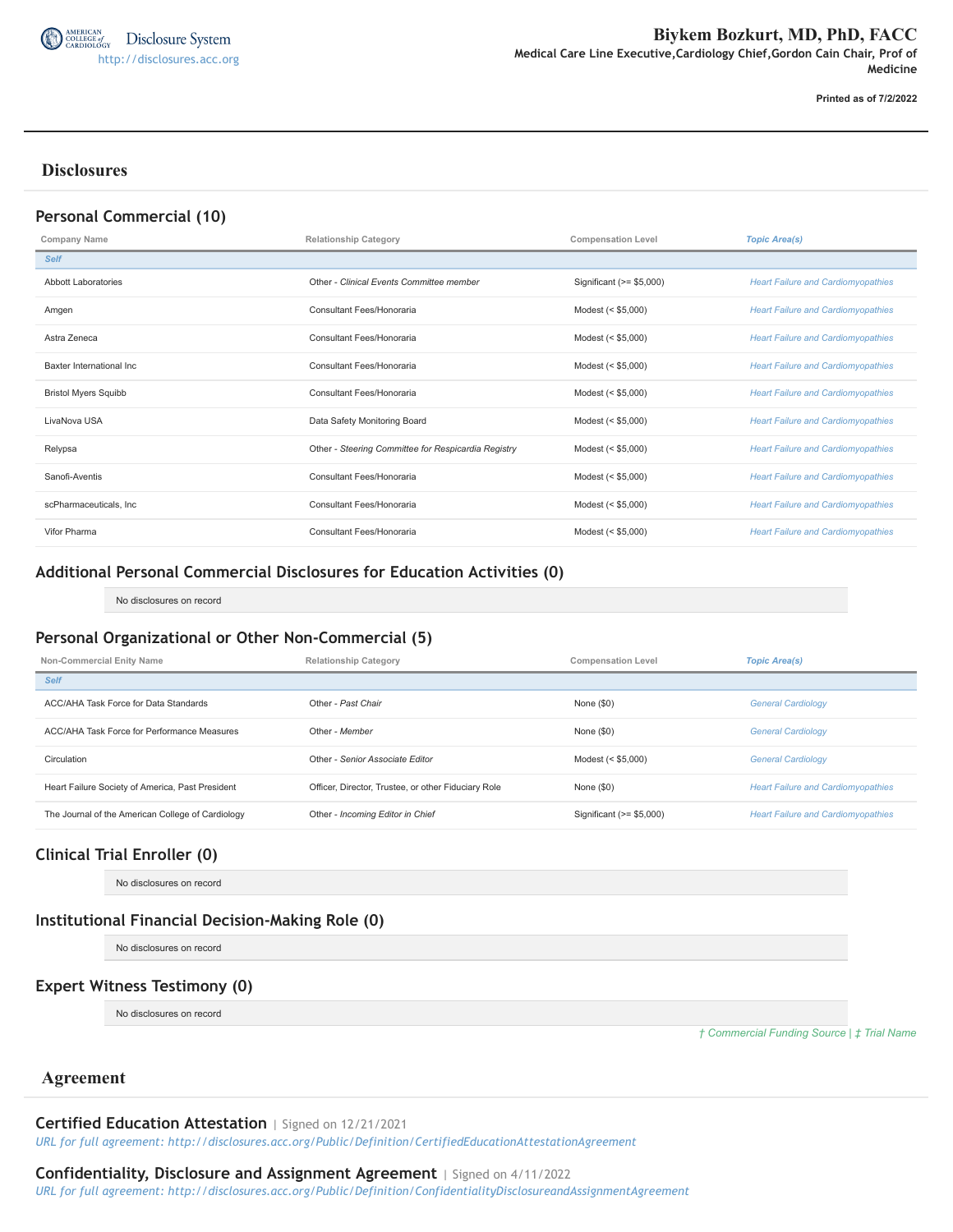AMERICAN COLLEGE of CARDIOLOGY Disclosure System
http://disclosures.acc.org

# Biykem Bozkurt, MD, PhD, FACC

**Medical Care Line Executive,Cardiology Chief,Gordon Cain Chair, Prof of Medicine**

**Printed as of 7/2/2022**

## Disclosures

### Personal Commercial (10)

| Company Name | Relationship Category | Compensation Level | Topic Area(s) |
|---|---|---|---|
| *Self* | | | |
| Abbott Laboratories | Other - *Clinical Events Committee member* | Significant (>= $5,000) | *Heart Failure and Cardiomyopathies* |
| Amgen | Consultant Fees/Honoraria | Modest (< $5,000) | *Heart Failure and Cardiomyopathies* |
| Astra Zeneca | Consultant Fees/Honoraria | Modest (< $5,000) | *Heart Failure and Cardiomyopathies* |
| Baxter International Inc | Consultant Fees/Honoraria | Modest (< $5,000) | *Heart Failure and Cardiomyopathies* |
| Bristol Myers Squibb | Consultant Fees/Honoraria | Modest (< $5,000) | *Heart Failure and Cardiomyopathies* |
| LivaNova USA | Data Safety Monitoring Board | Modest (< $5,000) | *Heart Failure and Cardiomyopathies* |
| Relypsa | Other - *Steering Committee for Respicardia Registry* | Modest (< $5,000) | *Heart Failure and Cardiomyopathies* |
| Sanofi-Aventis | Consultant Fees/Honoraria | Modest (< $5,000) | *Heart Failure and Cardiomyopathies* |
| scPharmaceuticals, Inc | Consultant Fees/Honoraria | Modest (< $5,000) | *Heart Failure and Cardiomyopathies* |
| Vifor Pharma | Consultant Fees/Honoraria | Modest (< $5,000) | *Heart Failure and Cardiomyopathies* |

### Additional Personal Commercial Disclosures for Education Activities (0)

No disclosures on record

### Personal Organizational or Other Non-Commercial (5)

| Non-Commercial Enity Name | Relationship Category | Compensation Level | Topic Area(s) |
|---|---|---|---|
| *Self* | | | |
| ACC/AHA Task Force for Data Standards | Other - *Past Chair* | None ($0) | *General Cardiology* |
| ACC/AHA Task Force for Performance Measures | Other - *Member* | None ($0) | *General Cardiology* |
| Circulation | Other - *Senior Associate Editor* | Modest (< $5,000) | *General Cardiology* |
| Heart Failure Society of America, Past President | Officer, Director, Trustee, or other Fiduciary Role | None ($0) | *Heart Failure and Cardiomyopathies* |
| The Journal of the American College of Cardiology | Other - *Incoming Editor in Chief* | Significant (>= $5,000) | *Heart Failure and Cardiomyopathies* |

### Clinical Trial Enroller (0)

No disclosures on record

### Institutional Financial Decision-Making Role (0)

No disclosures on record

### Expert Witness Testimony (0)

No disclosures on record

*† Commercial Funding Source | ‡ Trial Name*

## Agreement

### Certified Education Attestation | Signed on 12/21/2021

*URL for full agreement: http://disclosures.acc.org/Public/Definition/CertifiedEducationAttestationAgreement*

### Confidentiality, Disclosure and Assignment Agreement | Signed on 4/11/2022

*URL for full agreement: http://disclosures.acc.org/Public/Definition/ConfidentialityDisclosureandAssignmentAgreement*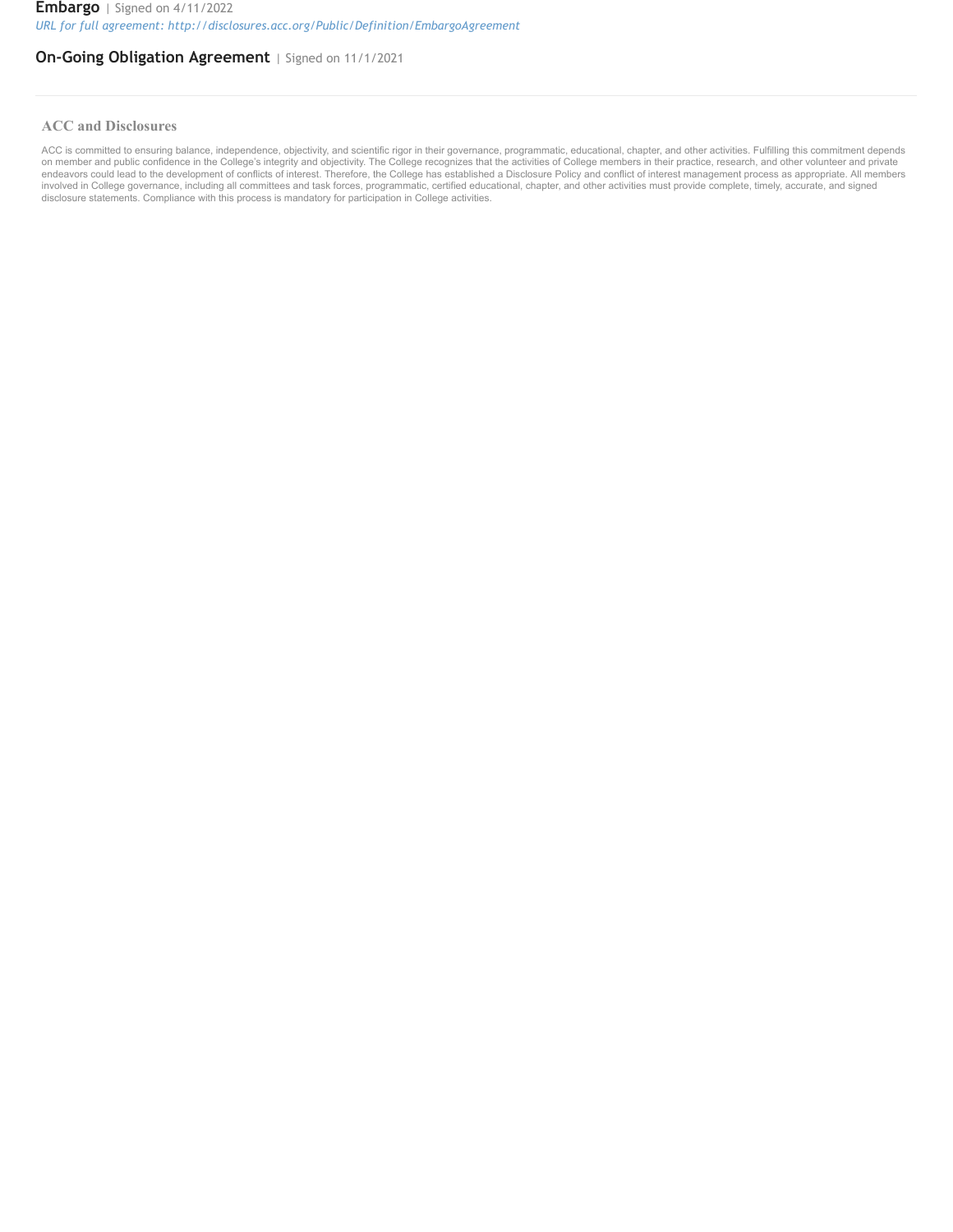**Embargo** | Signed on 4/11/2022

*URL for full agreement: http://disclosures.acc.org/Public/Definition/EmbargoAgreement*

**On-Going Obligation Agreement** | Signed on 11/1/2021

---

### ACC and Disclosures

ACC is committed to ensuring balance, independence, objectivity, and scientific rigor in their governance, programmatic, educational, chapter, and other activities. Fulfilling this commitment depends on member and public confidence in the College's integrity and objectivity. The College recognizes that the activities of College members in their practice, research, and other volunteer and private endeavors could lead to the development of conflicts of interest. Therefore, the College has established a Disclosure Policy and conflict of interest management process as appropriate. All members involved in College governance, including all committees and task forces, programmatic, certified educational, chapter, and other activities must provide complete, timely, accurate, and signed disclosure statements. Compliance with this process is mandatory for participation in College activities.